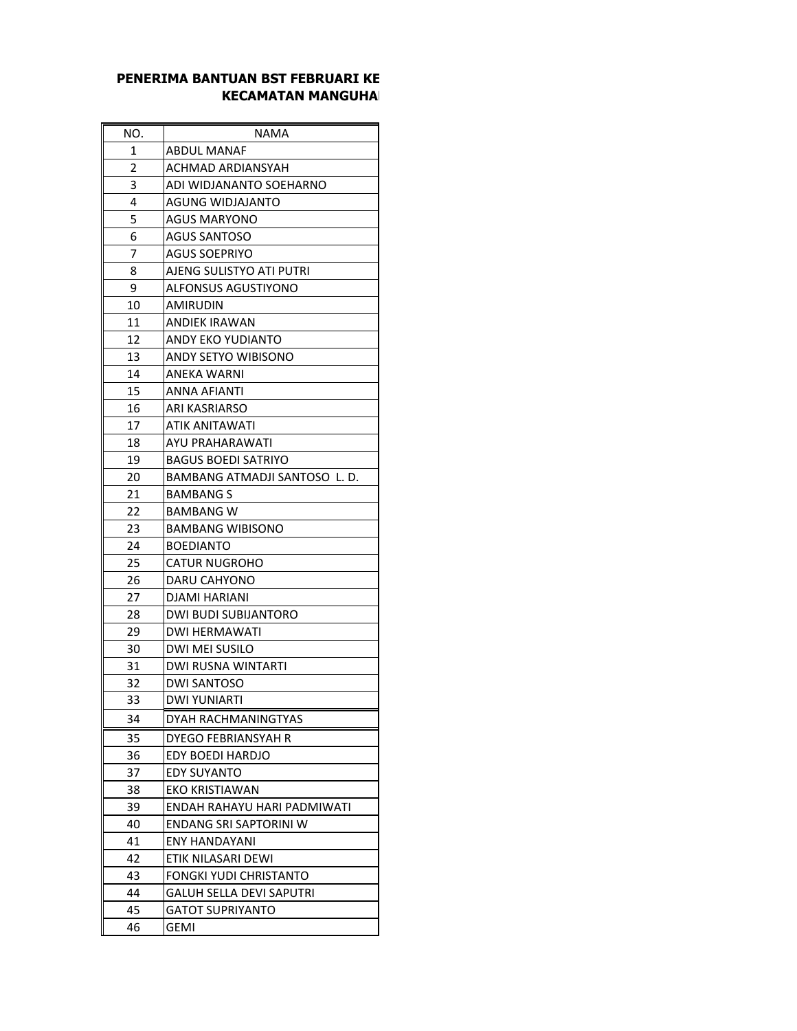**PENERIMA BANTUAN BST FEBRUARI KE**

**KECAMATAN MANGUHA**

| NO. | NAMA |
|---|---|
| 1 | ABDUL MANAF |
| 2 | ACHMAD ARDIANSYAH |
| 3 | ADI WIDJANANTO SOEHARNO |
| 4 | AGUNG WIDJAJANTO |
| 5 | AGUS MARYONO |
| 6 | AGUS SANTOSO |
| 7 | AGUS SOEPRIYO |
| 8 | AJENG SULISTYO ATI PUTRI |
| 9 | ALFONSUS AGUSTIYONO |
| 10 | AMIRUDIN |
| 11 | ANDIEK IRAWAN |
| 12 | ANDY EKO YUDIANTO |
| 13 | ANDY SETYO WIBISONO |
| 14 | ANEKA WARNI |
| 15 | ANNA AFIANTI |
| 16 | ARI KASRIARSO |
| 17 | ATIK ANITAWATI |
| 18 | AYU PRAHARAWATI |
| 19 | BAGUS BOEDI SATRIYO |
| 20 | BAMBANG ATMADJI SANTOSO L. D. |
| 21 | BAMBANG S |
| 22 | BAMBANG W |
| 23 | BAMBANG WIBISONO |
| 24 | BOEDIANTO |
| 25 | CATUR NUGROHO |
| 26 | DARU CAHYONO |
| 27 | DJAMI HARIANI |
| 28 | DWI BUDI SUBIJANTORO |
| 29 | DWI HERMAWATI |
| 30 | DWI MEI SUSILO |
| 31 | DWI RUSNA WINTARTI |
| 32 | DWI SANTOSO |
| 33 | DWI YUNIARTI |
| 34 | DYAH RACHMANINGTYAS |
| 35 | DYEGO FEBRIANSYAH R |
| 36 | EDY BOEDI HARDJO |
| 37 | EDY SUYANTO |
| 38 | EKO KRISTIAWAN |
| 39 | ENDAH RAHAYU HARI PADMIWATI |
| 40 | ENDANG SRI SAPTORINI W |
| 41 | ENY HANDAYANI |
| 42 | ETIK NILASARI DEWI |
| 43 | FONGKI YUDI CHRISTANTO |
| 44 | GALUH SELLA DEVI SAPUTRI |
| 45 | GATOT SUPRIYANTO |
| 46 | GEMI |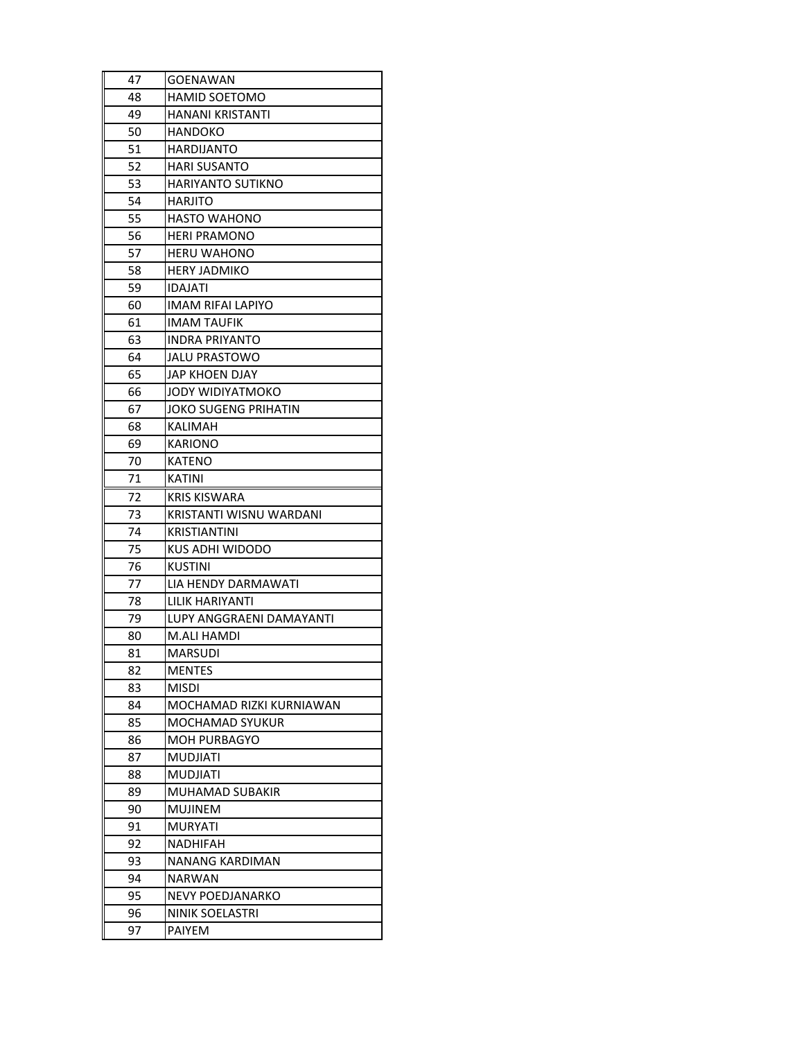| | |
|---|---|
| 47 | GOENAWAN |
| 48 | HAMID SOETOMO |
| 49 | HANANI KRISTANTI |
| 50 | HANDOKO |
| 51 | HARDIJANTO |
| 52 | HARI SUSANTO |
| 53 | HARIYANTO SUTIKNO |
| 54 | HARJITO |
| 55 | HASTO WAHONO |
| 56 | HERI PRAMONO |
| 57 | HERU WAHONO |
| 58 | HERY JADMIKO |
| 59 | IDAJATI |
| 60 | IMAM RIFAI LAPIYO |
| 61 | IMAM TAUFIK |
| 63 | INDRA PRIYANTO |
| 64 | JALU PRASTOWO |
| 65 | JAP KHOEN DJAY |
| 66 | JODY WIDIYATMOKO |
| 67 | JOKO SUGENG PRIHATIN |
| 68 | KALIMAH |
| 69 | KARIONO |
| 70 | KATENO |
| 71 | KATINI |
| 72 | KRIS KISWARA |
| 73 | KRISTANTI WISNU WARDANI |
| 74 | KRISTIANTINI |
| 75 | KUS ADHI WIDODO |
| 76 | KUSTINI |
| 77 | LIA HENDY DARMAWATI |
| 78 | LILIK HARIYANTI |
| 79 | LUPY ANGGRAENI DAMAYANTI |
| 80 | M.ALI HAMDI |
| 81 | MARSUDI |
| 82 | MENTES |
| 83 | MISDI |
| 84 | MOCHAMAD RIZKI KURNIAWAN |
| 85 | MOCHAMAD SYUKUR |
| 86 | MOH PURBAGYO |
| 87 | MUDJIATI |
| 88 | MUDJIATI |
| 89 | MUHAMAD SUBAKIR |
| 90 | MUJINEM |
| 91 | MURYATI |
| 92 | NADHIFAH |
| 93 | NANANG KARDIMAN |
| 94 | NARWAN |
| 95 | NEVY POEDJANARKO |
| 96 | NINIK SOELASTRI |
| 97 | PAIYEM |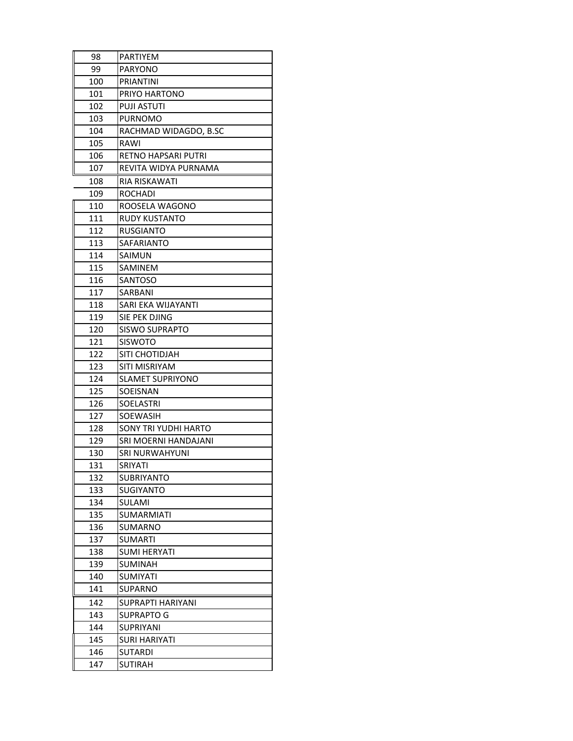| | |
|---|---|
| 98 | PARTIYEM |
| 99 | PARYONO |
| 100 | PRIANTINI |
| 101 | PRIYO HARTONO |
| 102 | PUJI ASTUTI |
| 103 | PURNOMO |
| 104 | RACHMAD WIDAGDO, B.SC |
| 105 | RAWI |
| 106 | RETNO HAPSARI PUTRI |
| 107 | REVITA WIDYA PURNAMA |
| 108 | RIA RISKAWATI |
| 109 | ROCHADI |
| 110 | ROOSELA WAGONO |
| 111 | RUDY KUSTANTO |
| 112 | RUSGIANTO |
| 113 | SAFARIANTO |
| 114 | SAIMUN |
| 115 | SAMINEM |
| 116 | SANTOSO |
| 117 | SARBANI |
| 118 | SARI EKA WIJAYANTI |
| 119 | SIE PEK DJING |
| 120 | SISWO SUPRAPTO |
| 121 | SISWOTO |
| 122 | SITI CHOTIDJAH |
| 123 | SITI MISRIYAM |
| 124 | SLAMET SUPRIYONO |
| 125 | SOEISNAN |
| 126 | SOELASTRI |
| 127 | SOEWASIH |
| 128 | SONY TRI YUDHI HARTO |
| 129 | SRI MOERNI HANDAJANI |
| 130 | SRI NURWAHYUNI |
| 131 | SRIYATI |
| 132 | SUBRIYANTO |
| 133 | SUGIYANTO |
| 134 | SULAMI |
| 135 | SUMARMIATI |
| 136 | SUMARNO |
| 137 | SUMARTI |
| 138 | SUMI HERYATI |
| 139 | SUMINAH |
| 140 | SUMIYATI |
| 141 | SUPARNO |
| 142 | SUPRAPTI HARIYANI |
| 143 | SUPRAPTO G |
| 144 | SUPRIYANI |
| 145 | SURI HARIYATI |
| 146 | SUTARDI |
| 147 | SUTIRAH |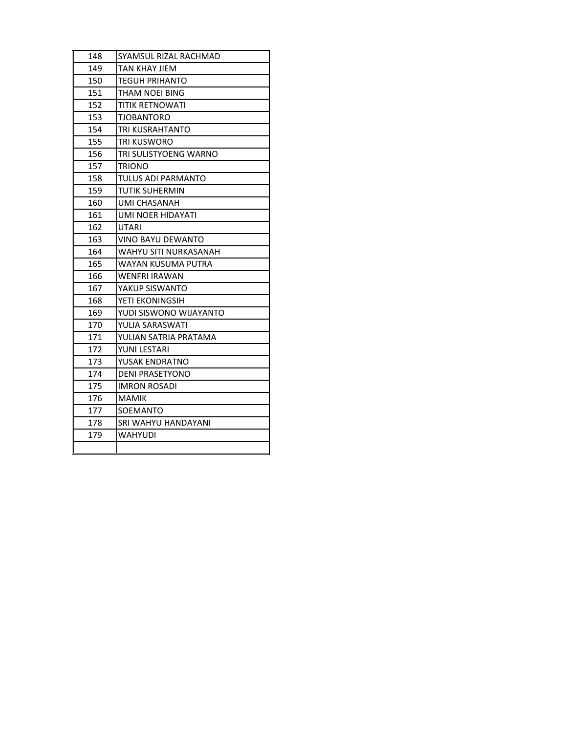| | |
|---|---|
| 148 | SYAMSUL RIZAL RACHMAD |
| 149 | TAN KHAY JIEM |
| 150 | TEGUH PRIHANTO |
| 151 | THAM NOEI BING |
| 152 | TITIK RETNOWATI |
| 153 | TJOBANTORO |
| 154 | TRI KUSRAHTANTO |
| 155 | TRI KUSWORO |
| 156 | TRI SULISTYOENG WARNO |
| 157 | TRIONO |
| 158 | TULUS ADI PARMANTO |
| 159 | TUTIK SUHERMIN |
| 160 | UMI CHASANAH |
| 161 | UMI NOER HIDAYATI |
| 162 | UTARI |
| 163 | VINO BAYU DEWANTO |
| 164 | WAHYU SITI NURKASANAH |
| 165 | WAYAN KUSUMA PUTRA |
| 166 | WENFRI IRAWAN |
| 167 | YAKUP SISWANTO |
| 168 | YETI EKONINGSIH |
| 169 | YUDI SISWONO WIJAYANTO |
| 170 | YULIA SARASWATI |
| 171 | YULIAN SATRIA PRATAMA |
| 172 | YUNI LESTARI |
| 173 | YUSAK ENDRATNO |
| 174 | DENI PRASETYONO |
| 175 | IMRON ROSADI |
| 176 | MAMIK |
| 177 | SOEMANTO |
| 178 | SRI WAHYU HANDAYANI |
| 179 | WAHYUDI |
| | |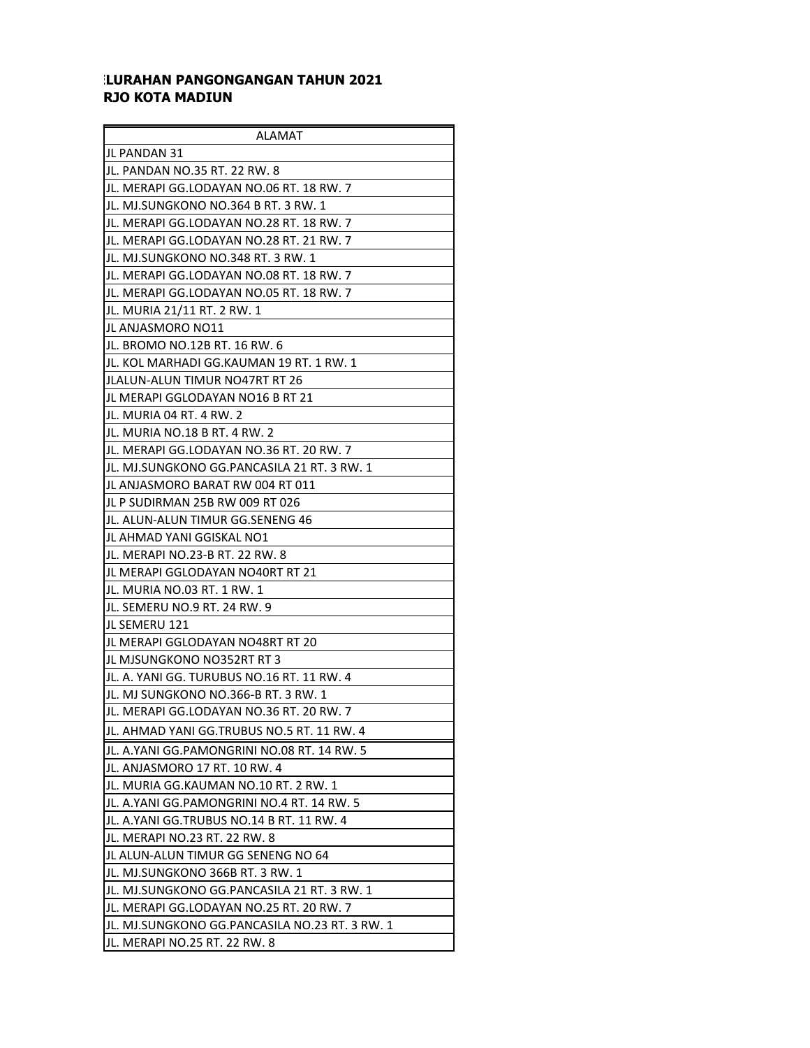**ELURAHAN PANGONGANGAN TAHUN 2021**
**RJO KOTA MADIUN**

| ALAMAT |
|---|
| JL PANDAN 31 |
| JL. PANDAN NO.35 RT. 22 RW. 8 |
| JL. MERAPI GG.LODAYAN NO.06 RT. 18 RW. 7 |
| JL. MJ.SUNGKONO NO.364 B RT. 3 RW. 1 |
| JL. MERAPI GG.LODAYAN NO.28 RT. 18 RW. 7 |
| JL. MERAPI GG.LODAYAN NO.28 RT. 21 RW. 7 |
| JL. MJ.SUNGKONO NO.348 RT. 3 RW. 1 |
| JL. MERAPI GG.LODAYAN NO.08 RT. 18 RW. 7 |
| JL. MERAPI GG.LODAYAN NO.05 RT. 18 RW. 7 |
| JL. MURIA 21/11 RT. 2 RW. 1 |
| JL ANJASMORO NO11 |
| JL. BROMO NO.12B RT. 16 RW. 6 |
| JL. KOL MARHADI GG.KAUMAN 19 RT. 1 RW. 1 |
| JLALUN-ALUN TIMUR NO47RT RT 26 |
| JL MERAPI GGLODAYAN NO16 B RT 21 |
| JL. MURIA 04 RT. 4 RW. 2 |
| JL. MURIA NO.18 B RT. 4 RW. 2 |
| JL. MERAPI GG.LODAYAN NO.36 RT. 20 RW. 7 |
| JL. MJ.SUNGKONO GG.PANCASILA 21 RT. 3 RW. 1 |
| JL ANJASMORO BARAT RW 004 RT 011 |
| JL P SUDIRMAN 25B RW 009 RT 026 |
| JL. ALUN-ALUN TIMUR GG.SENENG 46 |
| JL AHMAD YANI GGISKAL NO1 |
| JL. MERAPI NO.23-B RT. 22 RW. 8 |
| JL MERAPI GGLODAYAN NO40RT RT 21 |
| JL. MURIA NO.03 RT. 1 RW. 1 |
| JL. SEMERU NO.9 RT. 24 RW. 9 |
| JL SEMERU 121 |
| JL MERAPI GGLODAYAN NO48RT RT 20 |
| JL MJSUNGKONO NO352RT RT 3 |
| JL. A. YANI GG. TURUBUS NO.16 RT. 11 RW. 4 |
| JL. MJ SUNGKONO NO.366-B RT. 3 RW. 1 |
| JL. MERAPI GG.LODAYAN NO.36 RT. 20 RW. 7 |
| JL. AHMAD YANI GG.TRUBUS NO.5 RT. 11 RW. 4 |
| JL. A.YANI GG.PAMONGRINI NO.08 RT. 14 RW. 5 |
| JL. ANJASMORO 17 RT. 10 RW. 4 |
| JL. MURIA GG.KAUMAN NO.10 RT. 2 RW. 1 |
| JL. A.YANI GG.PAMONGRINI NO.4 RT. 14 RW. 5 |
| JL. A.YANI GG.TRUBUS NO.14 B RT. 11 RW. 4 |
| JL. MERAPI NO.23 RT. 22 RW. 8 |
| JL ALUN-ALUN TIMUR GG SENENG NO 64 |
| JL. MJ.SUNGKONO 366B RT. 3 RW. 1 |
| JL. MJ.SUNGKONO GG.PANCASILA 21 RT. 3 RW. 1 |
| JL. MERAPI GG.LODAYAN NO.25 RT. 20 RW. 7 |
| JL. MJ.SUNGKONO GG.PANCASILA NO.23 RT. 3 RW. 1 |
| JL. MERAPI NO.25 RT. 22 RW. 8 |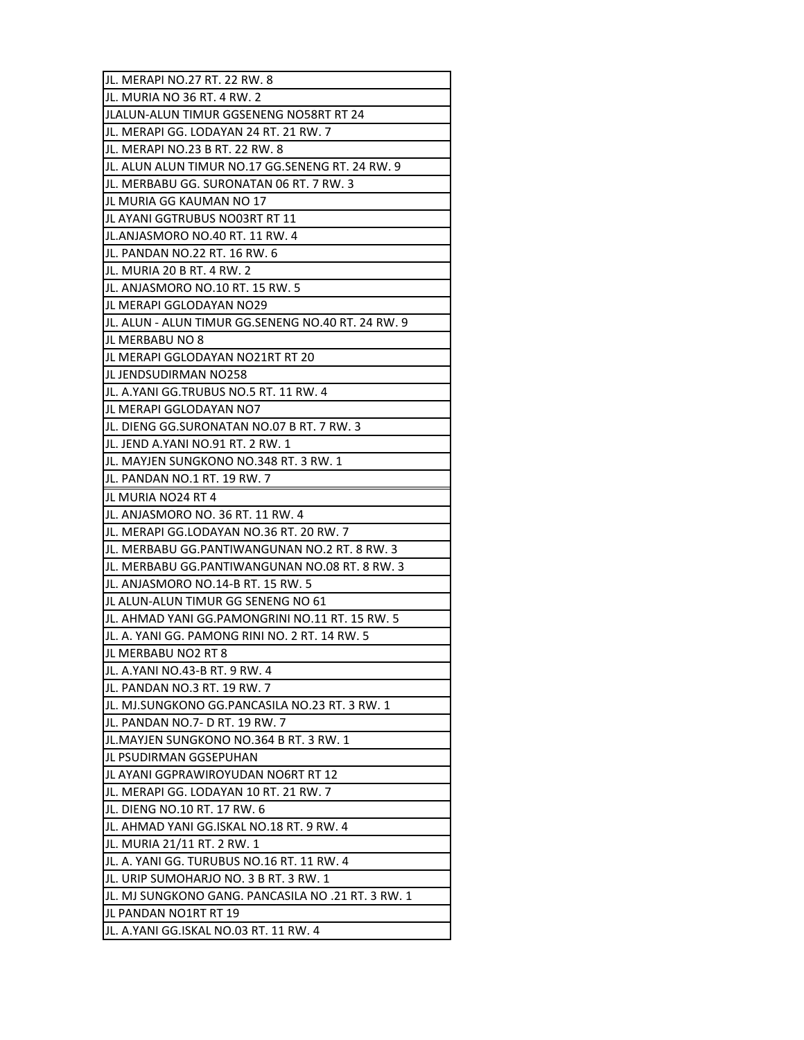| JL. MERAPI NO.27 RT. 22 RW. 8 |
| --- |
| JL. MURIA NO 36 RT. 4 RW. 2 |
| JLALUN-ALUN TIMUR GGSENENG NO58RT RT 24 |
| JL. MERAPI GG. LODAYAN 24 RT. 21 RW. 7 |
| JL. MERAPI NO.23 B RT. 22 RW. 8 |
| JL. ALUN ALUN TIMUR NO.17 GG.SENENG RT. 24 RW. 9 |
| JL. MERBABU GG. SURONATAN 06 RT. 7 RW. 3 |
| JL MURIA GG KAUMAN NO 17 |
| JL AYANI GGTRUBUS NO03RT RT 11 |
| JL.ANJASMORO NO.40 RT. 11 RW. 4 |
| JL. PANDAN NO.22 RT. 16 RW. 6 |
| JL. MURIA 20 B RT. 4 RW. 2 |
| JL. ANJASMORO NO.10 RT. 15 RW. 5 |
| JL MERAPI GGLODAYAN NO29 |
| JL. ALUN - ALUN TIMUR GG.SENENG NO.40 RT. 24 RW. 9 |
| JL MERBABU NO 8 |
| JL MERAPI GGLODAYAN NO21RT RT 20 |
| JL JENDSUDIRMAN NO258 |
| JL. A.YANI GG.TRUBUS NO.5 RT. 11 RW. 4 |
| JL MERAPI GGLODAYAN NO7 |
| JL. DIENG GG.SURONATAN NO.07 B RT. 7 RW. 3 |
| JL. JEND A.YANI NO.91 RT. 2 RW. 1 |
| JL. MAYJEN SUNGKONO NO.348 RT. 3 RW. 1 |
| JL. PANDAN NO.1 RT. 19 RW. 7 |
| JL MURIA NO24 RT 4 |
| JL. ANJASMORO NO. 36 RT. 11 RW. 4 |
| JL. MERAPI GG.LODAYAN NO.36 RT. 20 RW. 7 |
| JL. MERBABU GG.PANTIWANGUNAN NO.2 RT. 8 RW. 3 |
| JL. MERBABU GG.PANTIWANGUNAN NO.08 RT. 8 RW. 3 |
| JL. ANJASMORO NO.14-B RT. 15 RW. 5 |
| JL ALUN-ALUN TIMUR GG SENENG NO 61 |
| JL. AHMAD YANI GG.PAMONGRINI NO.11 RT. 15 RW. 5 |
| JL. A. YANI GG. PAMONG RINI NO. 2 RT. 14 RW. 5 |
| JL MERBABU NO2 RT 8 |
| JL. A.YANI NO.43-B RT. 9 RW. 4 |
| JL. PANDAN NO.3 RT. 19 RW. 7 |
| JL. MJ.SUNGKONO GG.PANCASILA NO.23 RT. 3 RW. 1 |
| JL. PANDAN NO.7- D RT. 19 RW. 7 |
| JL.MAYJEN SUNGKONO NO.364 B RT. 3 RW. 1 |
| JL PSUDIRMAN GGSEPUHAN |
| JL AYANI GGPRAWIROYUDAN NO6RT RT 12 |
| JL. MERAPI GG. LODAYAN 10 RT. 21 RW. 7 |
| JL. DIENG NO.10 RT. 17 RW. 6 |
| JL. AHMAD YANI GG.ISKAL NO.18 RT. 9 RW. 4 |
| JL. MURIA 21/11 RT. 2 RW. 1 |
| JL. A. YANI GG. TURUBUS NO.16 RT. 11 RW. 4 |
| JL. URIP SUMOHARJO NO. 3 B RT. 3 RW. 1 |
| JL. MJ SUNGKONO GANG. PANCASILA NO .21 RT. 3 RW. 1 |
| JL PANDAN NO1RT RT 19 |
| JL. A.YANI GG.ISKAL NO.03 RT. 11 RW. 4 |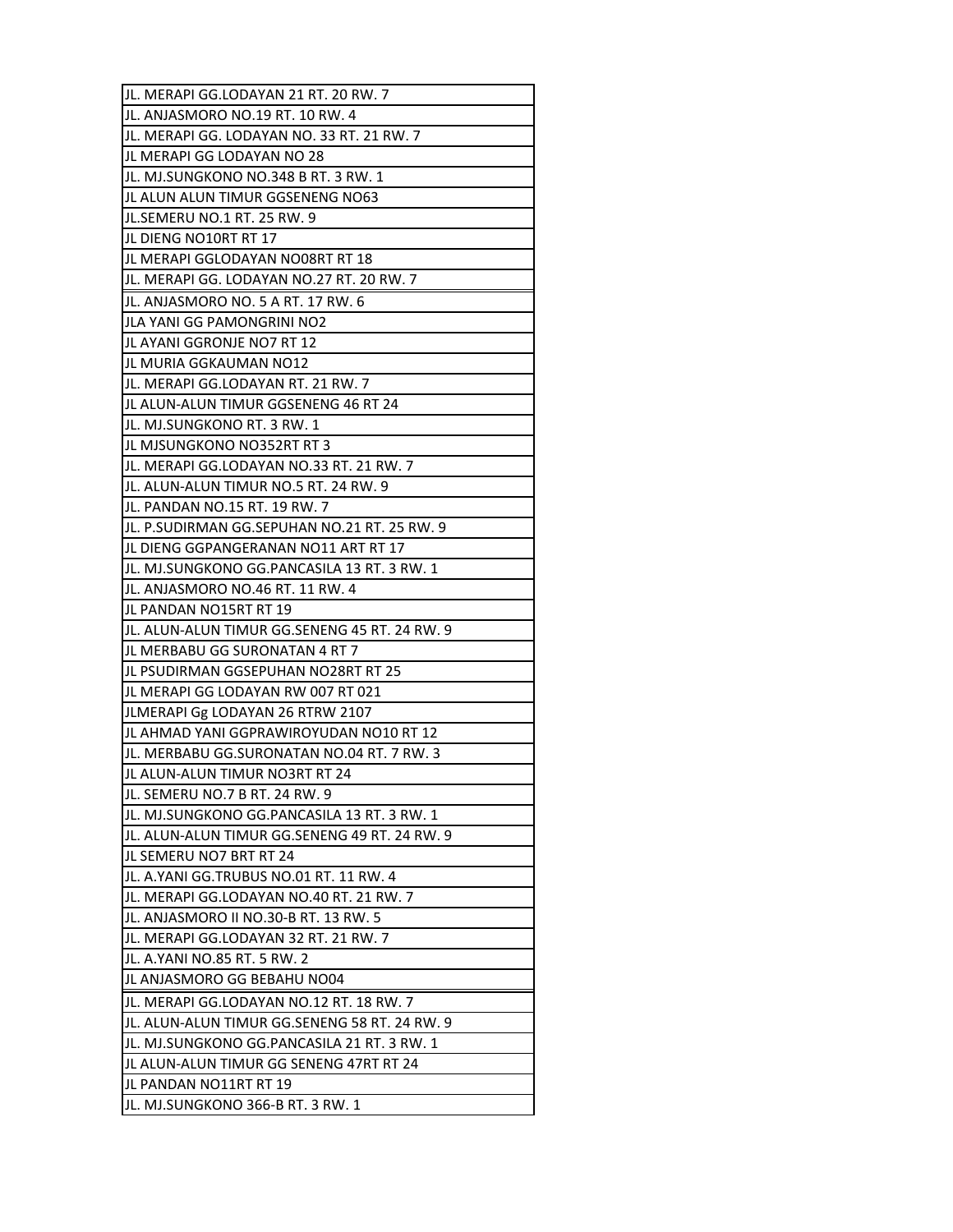| JL. MERAPI GG.LODAYAN 21 RT. 20 RW. 7 |
|---|
| JL. ANJASMORO NO.19 RT. 10 RW. 4 |
| JL. MERAPI GG. LODAYAN NO. 33 RT. 21 RW. 7 |
| JL MERAPI GG LODAYAN NO 28 |
| JL. MJ.SUNGKONO NO.348 B RT. 3 RW. 1 |
| JL ALUN ALUN TIMUR GGSENENG NO63 |
| JL.SEMERU NO.1 RT. 25 RW. 9 |
| JL DIENG NO10RT RT 17 |
| JL MERAPI GGLODAYAN NO08RT RT 18 |
| JL. MERAPI GG. LODAYAN NO.27 RT. 20 RW. 7 |
| JL. ANJASMORO NO. 5 A RT. 17 RW. 6 |
| JLA YANI GG PAMONGRINI NO2 |
| JL AYANI GGRONJE NO7 RT 12 |
| JL MURIA GGKAUMAN NO12 |
| JL. MERAPI GG.LODAYAN RT. 21 RW. 7 |
| JL ALUN-ALUN TIMUR GGSENENG 46 RT 24 |
| JL. MJ.SUNGKONO RT. 3 RW. 1 |
| JL MJSUNGKONO NO352RT RT 3 |
| JL. MERAPI GG.LODAYAN NO.33 RT. 21 RW. 7 |
| JL. ALUN-ALUN TIMUR NO.5 RT. 24 RW. 9 |
| JL. PANDAN NO.15 RT. 19 RW. 7 |
| JL. P.SUDIRMAN GG.SEPUHAN NO.21 RT. 25 RW. 9 |
| JL DIENG GGPANGERANAN NO11 ART RT 17 |
| JL. MJ.SUNGKONO GG.PANCASILA 13 RT. 3 RW. 1 |
| JL. ANJASMORO NO.46 RT. 11 RW. 4 |
| JL PANDAN NO15RT RT 19 |
| JL. ALUN-ALUN TIMUR GG.SENENG 45 RT. 24 RW. 9 |
| JL MERBABU GG SURONATAN 4 RT 7 |
| JL PSUDIRMAN GGSEPUHAN NO28RT RT 25 |
| JL MERAPI GG LODAYAN RW 007 RT 021 |
| JLMERAPI Gg LODAYAN 26 RTRW 2107 |
| JL AHMAD YANI GGPRAWIROYUDAN NO10 RT 12 |
| JL. MERBABU GG.SURONATAN NO.04 RT. 7 RW. 3 |
| JL ALUN-ALUN TIMUR NO3RT RT 24 |
| JL. SEMERU NO.7 B RT. 24 RW. 9 |
| JL. MJ.SUNGKONO GG.PANCASILA 13 RT. 3 RW. 1 |
| JL. ALUN-ALUN TIMUR GG.SENENG 49 RT. 24 RW. 9 |
| JL SEMERU NO7 BRT RT 24 |
| JL. A.YANI GG.TRUBUS NO.01 RT. 11 RW. 4 |
| JL. MERAPI GG.LODAYAN NO.40 RT. 21 RW. 7 |
| JL. ANJASMORO II NO.30-B RT. 13 RW. 5 |
| JL. MERAPI GG.LODAYAN 32 RT. 21 RW. 7 |
| JL. A.YANI NO.85 RT. 5 RW. 2 |
| JL ANJASMORO GG BEBAHU NO04 |
| JL. MERAPI GG.LODAYAN NO.12 RT. 18 RW. 7 |
| JL. ALUN-ALUN TIMUR GG.SENENG 58 RT. 24 RW. 9 |
| JL. MJ.SUNGKONO GG.PANCASILA 21 RT. 3 RW. 1 |
| JL ALUN-ALUN TIMUR GG SENENG 47RT RT 24 |
| JL PANDAN NO11RT RT 19 |
| JL. MJ.SUNGKONO 366-B RT. 3 RW. 1 |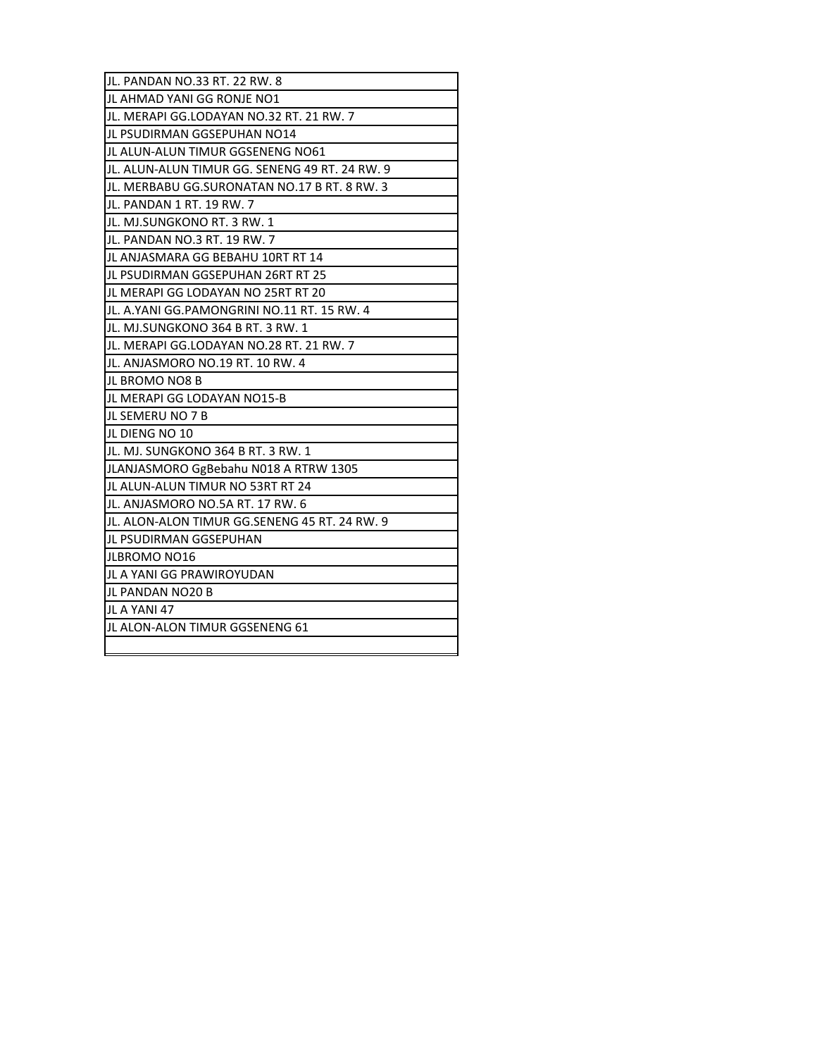| |
|---|
| JL. PANDAN NO.33 RT. 22 RW. 8 |
| JL AHMAD YANI GG RONJE NO1 |
| JL. MERAPI GG.LODAYAN NO.32 RT. 21 RW. 7 |
| JL PSUDIRMAN GGSEPUHAN NO14 |
| JL ALUN-ALUN TIMUR GGSENENG NO61 |
| JL. ALUN-ALUN TIMUR GG. SENENG 49 RT. 24 RW. 9 |
| JL. MERBABU GG.SURONATAN NO.17 B RT. 8 RW. 3 |
| JL. PANDAN 1 RT. 19 RW. 7 |
| JL. MJ.SUNGKONO RT. 3 RW. 1 |
| JL. PANDAN NO.3 RT. 19 RW. 7 |
| JL ANJASMARA GG BEBAHU 10RT RT 14 |
| JL PSUDIRMAN GGSEPUHAN 26RT RT 25 |
| JL MERAPI GG LODAYAN NO 25RT RT 20 |
| JL. A.YANI GG.PAMONGRINI NO.11 RT. 15 RW. 4 |
| JL. MJ.SUNGKONO 364 B RT. 3 RW. 1 |
| JL. MERAPI GG.LODAYAN NO.28 RT. 21 RW. 7 |
| JL. ANJASMORO NO.19 RT. 10 RW. 4 |
| JL BROMO NO8 B |
| JL MERAPI GG LODAYAN NO15-B |
| JL SEMERU NO 7 B |
| JL DIENG NO 10 |
| JL. MJ. SUNGKONO 364 B RT. 3 RW. 1 |
| JLANJASMORO GgBebahu N018 A RTRW 1305 |
| JL ALUN-ALUN TIMUR NO 53RT RT 24 |
| JL. ANJASMORO NO.5A RT. 17 RW. 6 |
| JL. ALON-ALON TIMUR GG.SENENG 45 RT. 24 RW. 9 |
| JL PSUDIRMAN GGSEPUHAN |
| JLBROMO NO16 |
| JL A YANI GG PRAWIROYUDAN |
| JL PANDAN NO20 B |
| JL A YANI 47 |
| JL ALON-ALON TIMUR GGSENENG 61 |
| |